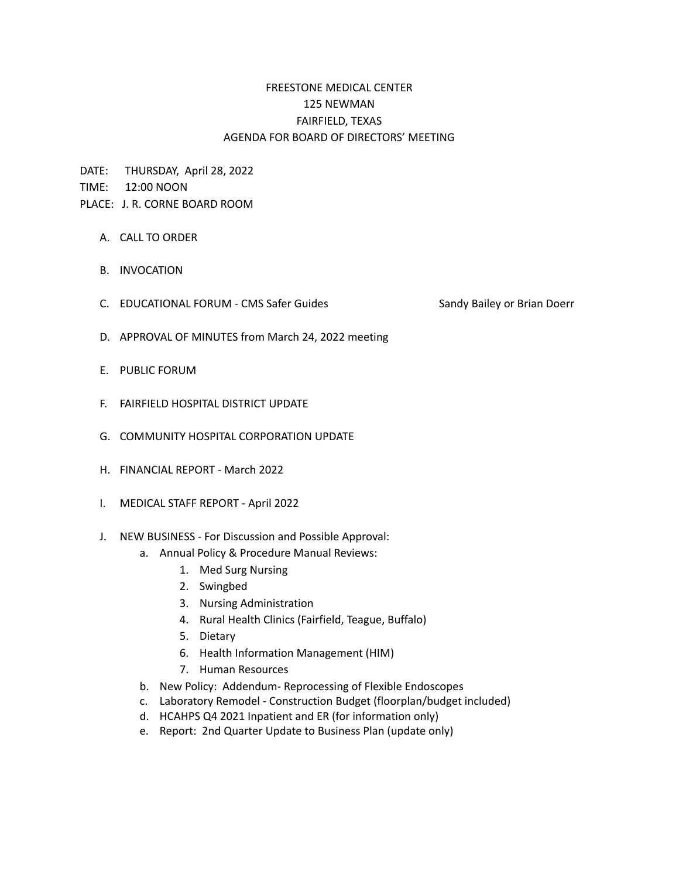# FREESTONE MEDICAL CENTER
## 125 NEWMAN
## FAIRFIELD, TEXAS
## AGENDA FOR BOARD OF DIRECTORS' MEETING

DATE: THURSDAY, April 28, 2022
TIME: 12:00 NOON
PLACE: J. R. CORNE BOARD ROOM

A. CALL TO ORDER

B. INVOCATION

C. EDUCATIONAL FORUM - CMS Safer Guides — Sandy Bailey or Brian Doerr

D. APPROVAL OF MINUTES from March 24, 2022 meeting

E. PUBLIC FORUM

F. FAIRFIELD HOSPITAL DISTRICT UPDATE

G. COMMUNITY HOSPITAL CORPORATION UPDATE

H. FINANCIAL REPORT - March 2022

I. MEDICAL STAFF REPORT - April 2022

J. NEW BUSINESS - For Discussion and Possible Approval:
   a. Annual Policy & Procedure Manual Reviews:
      1. Med Surg Nursing
      2. Swingbed
      3. Nursing Administration
      4. Rural Health Clinics (Fairfield, Teague, Buffalo)
      5. Dietary
      6. Health Information Management (HIM)
      7. Human Resources
   b. New Policy: Addendum- Reprocessing of Flexible Endoscopes
   c. Laboratory Remodel - Construction Budget (floorplan/budget included)
   d. HCAHPS Q4 2021 Inpatient and ER (for information only)
   e. Report: 2nd Quarter Update to Business Plan (update only)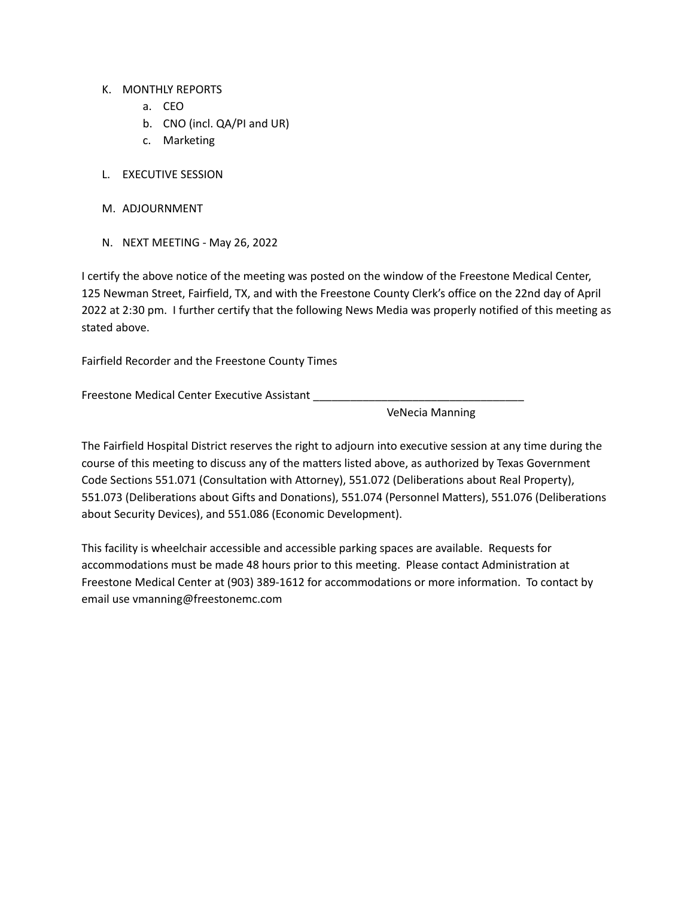K. MONTHLY REPORTS
   a. CEO
   b. CNO (incl. QA/PI and UR)
   c. Marketing

L. EXECUTIVE SESSION

M. ADJOURNMENT

N. NEXT MEETING - May 26, 2022

I certify the above notice of the meeting was posted on the window of the Freestone Medical Center, 125 Newman Street, Fairfield, TX, and with the Freestone County Clerk's office on the 22nd day of April 2022 at 2:30 pm. I further certify that the following News Media was properly notified of this meeting as stated above.

Fairfield Recorder and the Freestone County Times

Freestone Medical Center Executive Assistant ___________________________________

VeNecia Manning

The Fairfield Hospital District reserves the right to adjourn into executive session at any time during the course of this meeting to discuss any of the matters listed above, as authorized by Texas Government Code Sections 551.071 (Consultation with Attorney), 551.072 (Deliberations about Real Property), 551.073 (Deliberations about Gifts and Donations), 551.074 (Personnel Matters), 551.076 (Deliberations about Security Devices), and 551.086 (Economic Development).

This facility is wheelchair accessible and accessible parking spaces are available. Requests for accommodations must be made 48 hours prior to this meeting. Please contact Administration at Freestone Medical Center at (903) 389-1612 for accommodations or more information. To contact by email use vmanning@freestonemc.com